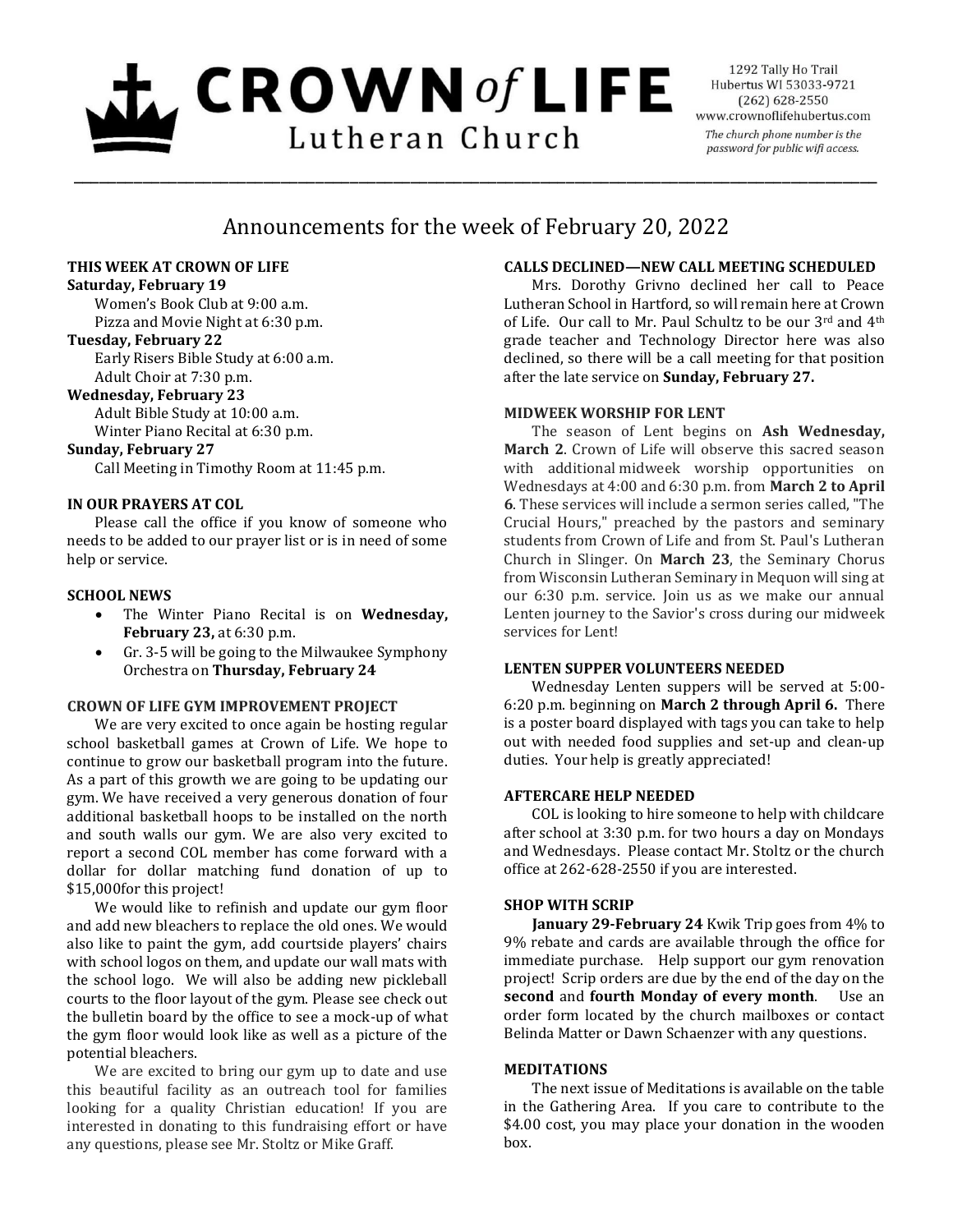# CROWN of LIFE Lutheran Church

1292 Tally Ho Trail
Hubertus WI 53033-9721
(262) 628-2550
www.crownoflifehubertus.com

*The church phone number is the password for public wifi access.*

## Announcements for the week of February 20, 2022

### THIS WEEK AT CROWN OF LIFE

**Saturday, February 19**

Women's Book Club at 9:00 a.m.
Pizza and Movie Night at 6:30 p.m.

**Tuesday, February 22**

Early Risers Bible Study at 6:00 a.m.
Adult Choir at 7:30 p.m.

**Wednesday, February 23**

Adult Bible Study at 10:00 a.m.
Winter Piano Recital at 6:30 p.m.

**Sunday, February 27**

Call Meeting in Timothy Room at 11:45 p.m.

### IN OUR PRAYERS AT COL

Please call the office if you know of someone who needs to be added to our prayer list or is in need of some help or service.

### SCHOOL NEWS

- The Winter Piano Recital is on **Wednesday, February 23,** at 6:30 p.m.
- Gr. 3-5 will be going to the Milwaukee Symphony Orchestra on **Thursday, February 24**

### CROWN OF LIFE GYM IMPROVEMENT PROJECT

We are very excited to once again be hosting regular school basketball games at Crown of Life. We hope to continue to grow our basketball program into the future. As a part of this growth we are going to be updating our gym. We have received a very generous donation of four additional basketball hoops to be installed on the north and south walls our gym. We are also very excited to report a second COL member has come forward with a dollar for dollar matching fund donation of up to $15,000for this project!

We would like to refinish and update our gym floor and add new bleachers to replace the old ones. We would also like to paint the gym, add courtside players' chairs with school logos on them, and update our wall mats with the school logo. We will also be adding new pickleball courts to the floor layout of the gym. Please see check out the bulletin board by the office to see a mock-up of what the gym floor would look like as well as a picture of the potential bleachers.

We are excited to bring our gym up to date and use this beautiful facility as an outreach tool for families looking for a quality Christian education! If you are interested in donating to this fundraising effort or have any questions, please see Mr. Stoltz or Mike Graff.

### CALLS DECLINED—NEW CALL MEETING SCHEDULED

Mrs. Dorothy Grivno declined her call to Peace Lutheran School in Hartford, so will remain here at Crown of Life. Our call to Mr. Paul Schultz to be our 3rd and 4th grade teacher and Technology Director here was also declined, so there will be a call meeting for that position after the late service on **Sunday, February 27.**

### MIDWEEK WORSHIP FOR LENT

The season of Lent begins on **Ash Wednesday, March 2**. Crown of Life will observe this sacred season with additional midweek worship opportunities on Wednesdays at 4:00 and 6:30 p.m. from **March 2 to April 6**. These services will include a sermon series called, "The Crucial Hours," preached by the pastors and seminary students from Crown of Life and from St. Paul's Lutheran Church in Slinger. On **March 23**, the Seminary Chorus from Wisconsin Lutheran Seminary in Mequon will sing at our 6:30 p.m. service. Join us as we make our annual Lenten journey to the Savior's cross during our midweek services for Lent!

### LENTEN SUPPER VOLUNTEERS NEEDED

Wednesday Lenten suppers will be served at 5:00-6:20 p.m. beginning on **March 2 through April 6.** There is a poster board displayed with tags you can take to help out with needed food supplies and set-up and clean-up duties. Your help is greatly appreciated!

### AFTERCARE HELP NEEDED

COL is looking to hire someone to help with childcare after school at 3:30 p.m. for two hours a day on Mondays and Wednesdays. Please contact Mr. Stoltz or the church office at 262-628-2550 if you are interested.

### SHOP WITH SCRIP

**January 29-February 24** Kwik Trip goes from 4% to 9% rebate and cards are available through the office for immediate purchase. Help support our gym renovation project! Scrip orders are due by the end of the day on the **second** and **fourth Monday of every month**. Use an order form located by the church mailboxes or contact Belinda Matter or Dawn Schaenzer with any questions.

### MEDITATIONS

The next issue of Meditations is available on the table in the Gathering Area. If you care to contribute to the $4.00 cost, you may place your donation in the wooden box.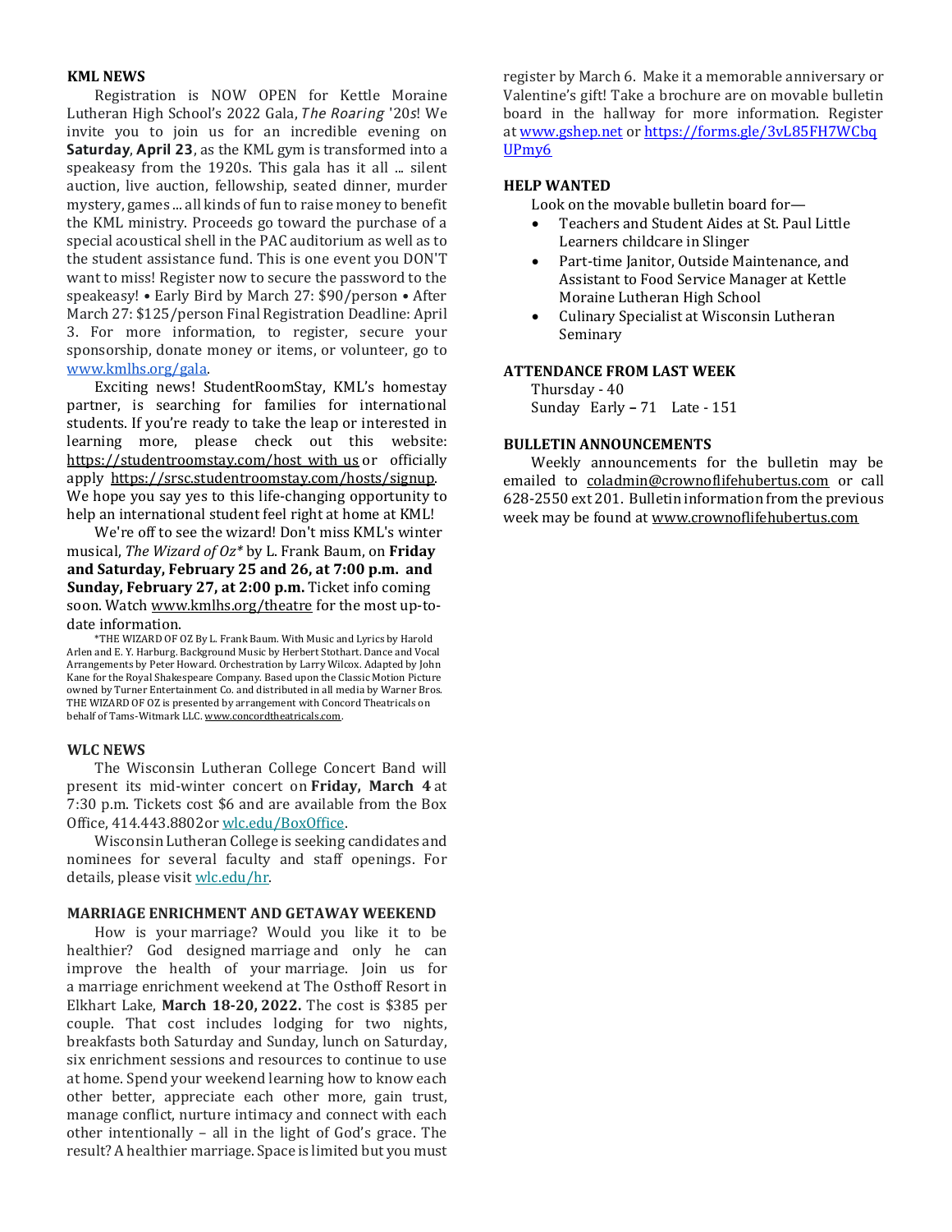**KML NEWS**

Registration is NOW OPEN for Kettle Moraine Lutheran High School's 2022 Gala, *The Roaring '20s*! We invite you to join us for an incredible evening on **Saturday**, **April 23**, as the KML gym is transformed into a speakeasy from the 1920s. This gala has it all ... silent auction, live auction, fellowship, seated dinner, murder mystery, games ... all kinds of fun to raise money to benefit the KML ministry. Proceeds go toward the purchase of a special acoustical shell in the PAC auditorium as well as to the student assistance fund. This is one event you DON'T want to miss! Register now to secure the password to the speakeasy! • Early Bird by March 27: $90/person • After March 27: $125/person Final Registration Deadline: April 3. For more information, to register, secure your sponsorship, donate money or items, or volunteer, go to www.kmlhs.org/gala.

Exciting news! StudentRoomStay, KML's homestay partner, is searching for families for international students. If you're ready to take the leap or interested in learning more, please check out this website: https://studentroomstay.com/host_with_us or officially apply https://srsc.studentroomstay.com/hosts/signup. We hope you say yes to this life-changing opportunity to help an international student feel right at home at KML!

We're off to see the wizard! Don't miss KML's winter musical, *The Wizard of Oz\** by L. Frank Baum, on **Friday and Saturday, February 25 and 26, at 7:00 p.m. and Sunday, February 27, at 2:00 p.m.** Ticket info coming soon. Watch www.kmlhs.org/theatre for the most up-to-date information.

\*THE WIZARD OF OZ By L. Frank Baum. With Music and Lyrics by Harold Arlen and E. Y. Harburg. Background Music by Herbert Stothart. Dance and Vocal Arrangements by Peter Howard. Orchestration by Larry Wilcox. Adapted by John Kane for the Royal Shakespeare Company. Based upon the Classic Motion Picture owned by Turner Entertainment Co. and distributed in all media by Warner Bros. THE WIZARD OF OZ is presented by arrangement with Concord Theatricals on behalf of Tams-Witmark LLC. www.concordtheatricals.com.

**WLC NEWS**

The Wisconsin Lutheran College Concert Band will present its mid-winter concert on **Friday, March 4** at 7:30 p.m. Tickets cost $6 and are available from the Box Office, 414.443.8802 or wlc.edu/BoxOffice.

Wisconsin Lutheran College is seeking candidates and nominees for several faculty and staff openings. For details, please visit wlc.edu/hr.

**MARRIAGE ENRICHMENT AND GETAWAY WEEKEND**

How is your marriage? Would you like it to be healthier? God designed marriage and only he can improve the health of your marriage. Join us for a marriage enrichment weekend at The Osthoff Resort in Elkhart Lake, **March 18-20, 2022.** The cost is $385 per couple. That cost includes lodging for two nights, breakfasts both Saturday and Sunday, lunch on Saturday, six enrichment sessions and resources to continue to use at home. Spend your weekend learning how to know each other better, appreciate each other more, gain trust, manage conflict, nurture intimacy and connect with each other intentionally – all in the light of God's grace. The result? A healthier marriage. Space is limited but you must register by March 6. Make it a memorable anniversary or Valentine's gift! Take a brochure are on movable bulletin board in the hallway for more information. Register at www.gshep.net or https://forms.gle/3vL85FH7WCbqUPmy6

**HELP WANTED**

Look on the movable bulletin board for—

- Teachers and Student Aides at St. Paul Little Learners childcare in Slinger
- Part-time Janitor, Outside Maintenance, and Assistant to Food Service Manager at Kettle Moraine Lutheran High School
- Culinary Specialist at Wisconsin Lutheran Seminary

**ATTENDANCE FROM LAST WEEK**

Thursday - 40
Sunday Early – 71 Late - 151

**BULLETIN ANNOUNCEMENTS**

Weekly announcements for the bulletin may be emailed to coladmin@crownoflifehubertus.com or call 628-2550 ext 201. Bulletin information from the previous week may be found at www.crownoflifehubertus.com